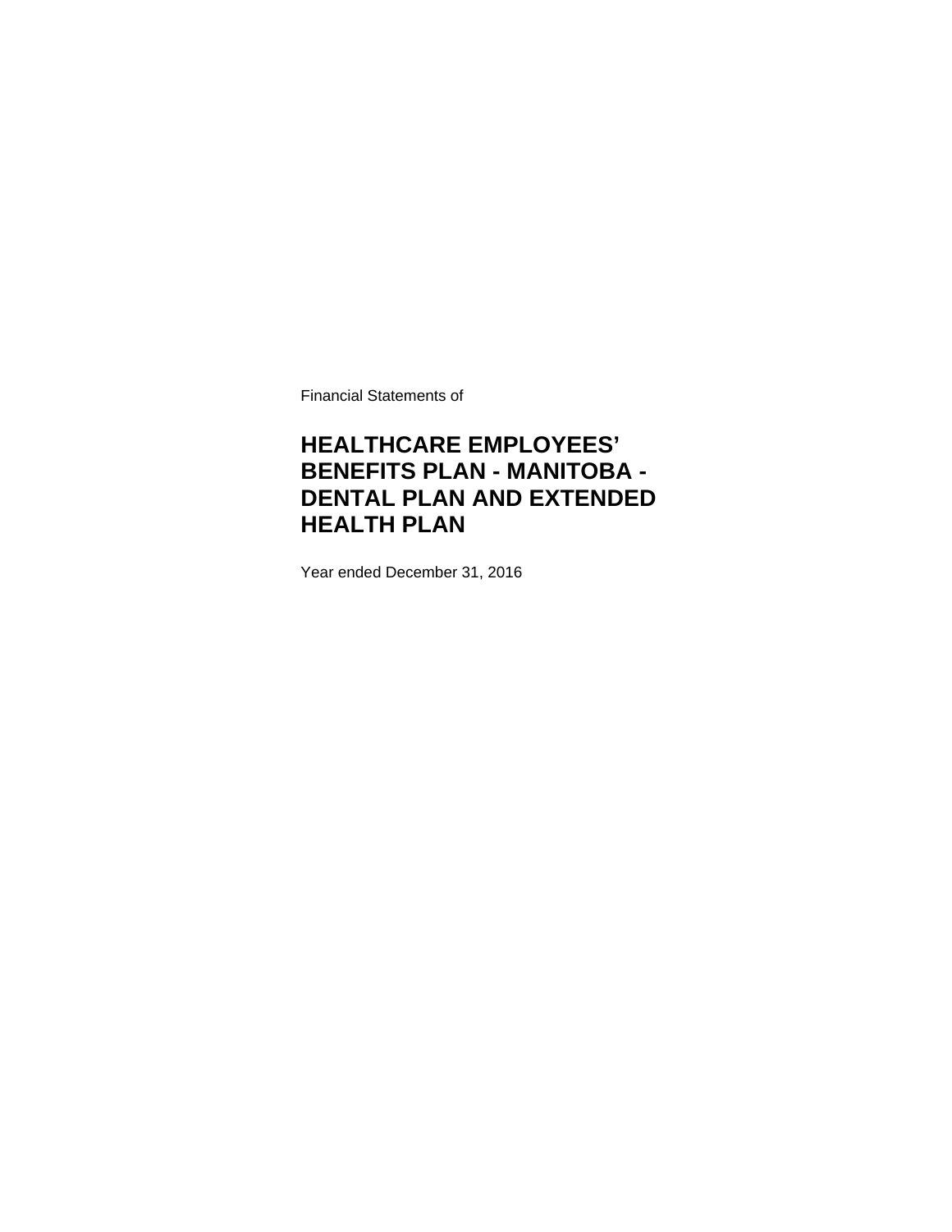Financial Statements of

# HEALTHCARE EMPLOYEES' BENEFITS PLAN - MANITOBA - DENTAL PLAN AND EXTENDED HEALTH PLAN

Year ended December 31, 2016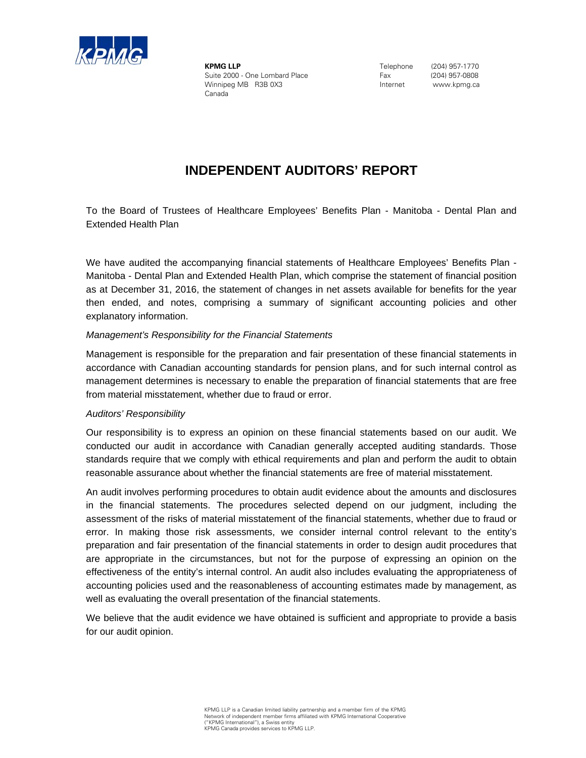**KPMG LLP**
Suite 2000 - One Lombard Place
Winnipeg MB R3B 0X3
Canada

Telephone (204) 957-1770
Fax (204) 957-0808
Internet www.kpmg.ca

# INDEPENDENT AUDITORS' REPORT

To the Board of Trustees of Healthcare Employees' Benefits Plan - Manitoba - Dental Plan and Extended Health Plan

We have audited the accompanying financial statements of Healthcare Employees' Benefits Plan - Manitoba - Dental Plan and Extended Health Plan, which comprise the statement of financial position as at December 31, 2016, the statement of changes in net assets available for benefits for the year then ended, and notes, comprising a summary of significant accounting policies and other explanatory information.

*Management's Responsibility for the Financial Statements*

Management is responsible for the preparation and fair presentation of these financial statements in accordance with Canadian accounting standards for pension plans, and for such internal control as management determines is necessary to enable the preparation of financial statements that are free from material misstatement, whether due to fraud or error.

*Auditors' Responsibility*

Our responsibility is to express an opinion on these financial statements based on our audit. We conducted our audit in accordance with Canadian generally accepted auditing standards. Those standards require that we comply with ethical requirements and plan and perform the audit to obtain reasonable assurance about whether the financial statements are free of material misstatement.

An audit involves performing procedures to obtain audit evidence about the amounts and disclosures in the financial statements. The procedures selected depend on our judgment, including the assessment of the risks of material misstatement of the financial statements, whether due to fraud or error. In making those risk assessments, we consider internal control relevant to the entity's preparation and fair presentation of the financial statements in order to design audit procedures that are appropriate in the circumstances, but not for the purpose of expressing an opinion on the effectiveness of the entity's internal control. An audit also includes evaluating the appropriateness of accounting policies used and the reasonableness of accounting estimates made by management, as well as evaluating the overall presentation of the financial statements.

We believe that the audit evidence we have obtained is sufficient and appropriate to provide a basis for our audit opinion.

KPMG LLP is a Canadian limited liability partnership and a member firm of the KPMG Network of independent member firms affiliated with KPMG International Cooperative ("KPMG International"), a Swiss entity
KPMG Canada provides services to KPMG LLP.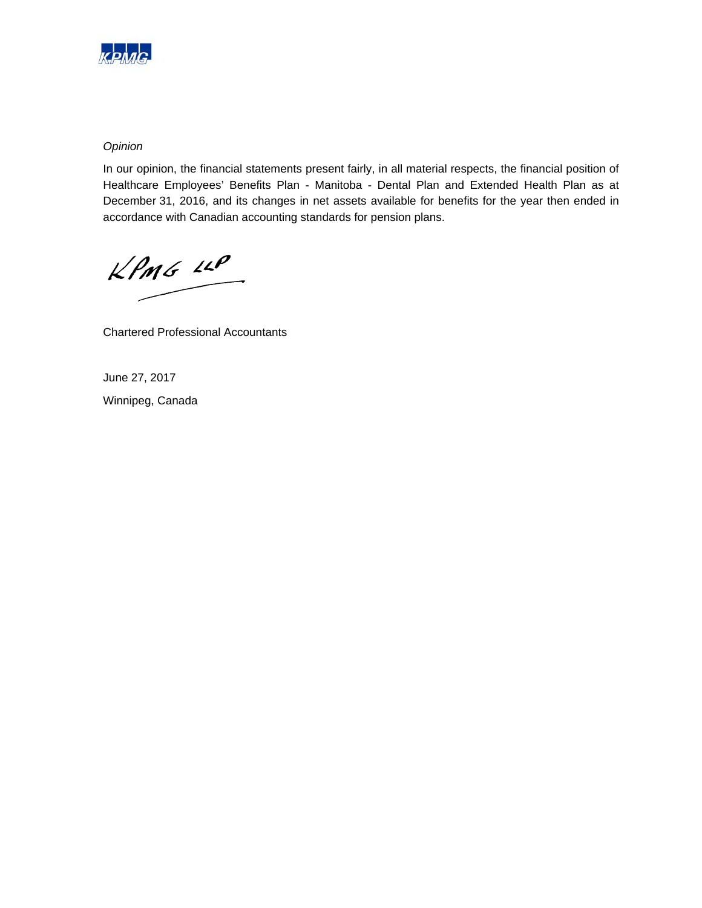*Opinion*

In our opinion, the financial statements present fairly, in all material respects, the financial position of Healthcare Employees' Benefits Plan - Manitoba - Dental Plan and Extended Health Plan as at December 31, 2016, and its changes in net assets available for benefits for the year then ended in accordance with Canadian accounting standards for pension plans.

KPMG LLP

Chartered Professional Accountants

June 27, 2017

Winnipeg, Canada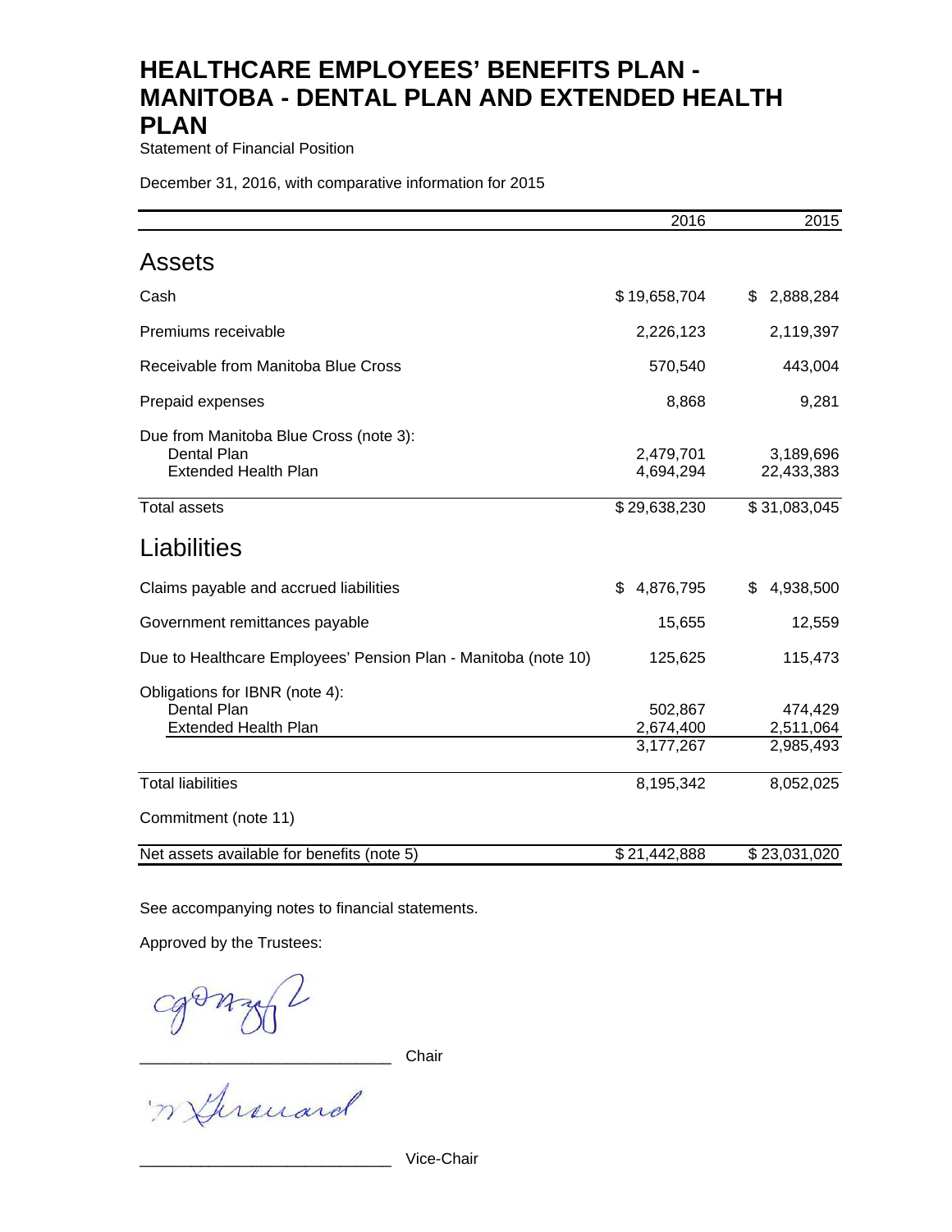# HEALTHCARE EMPLOYEES' BENEFITS PLAN - MANITOBA - DENTAL PLAN AND EXTENDED HEALTH PLAN

Statement of Financial Position

December 31, 2016, with comparative information for 2015

| | 2016 | 2015 |
|---|---|---|
| **Assets** | | |
| Cash | $ 19,658,704 | $ 2,888,284 |
| Premiums receivable | 2,226,123 | 2,119,397 |
| Receivable from Manitoba Blue Cross | 570,540 | 443,004 |
| Prepaid expenses | 8,868 | 9,281 |
| Due from Manitoba Blue Cross (note 3): | | |
| Dental Plan | 2,479,701 | 3,189,696 |
| Extended Health Plan | 4,694,294 | 22,433,383 |
| Total assets | $ 29,638,230 | $ 31,083,045 |
| **Liabilities** | | |
| Claims payable and accrued liabilities | $ 4,876,795 | $ 4,938,500 |
| Government remittances payable | 15,655 | 12,559 |
| Due to Healthcare Employees' Pension Plan - Manitoba (note 10) | 125,625 | 115,473 |
| Obligations for IBNR (note 4): | | |
| Dental Plan | 502,867 | 474,429 |
| Extended Health Plan | 2,674,400 | 2,511,064 |
| | 3,177,267 | 2,985,493 |
| Total liabilities | 8,195,342 | 8,052,025 |
| Commitment (note 11) | | |
| Net assets available for benefits (note 5) | $ 21,442,888 | $ 23,031,020 |

See accompanying notes to financial statements.

Approved by the Trustees:

_____________________________ Chair

_____________________________ Vice-Chair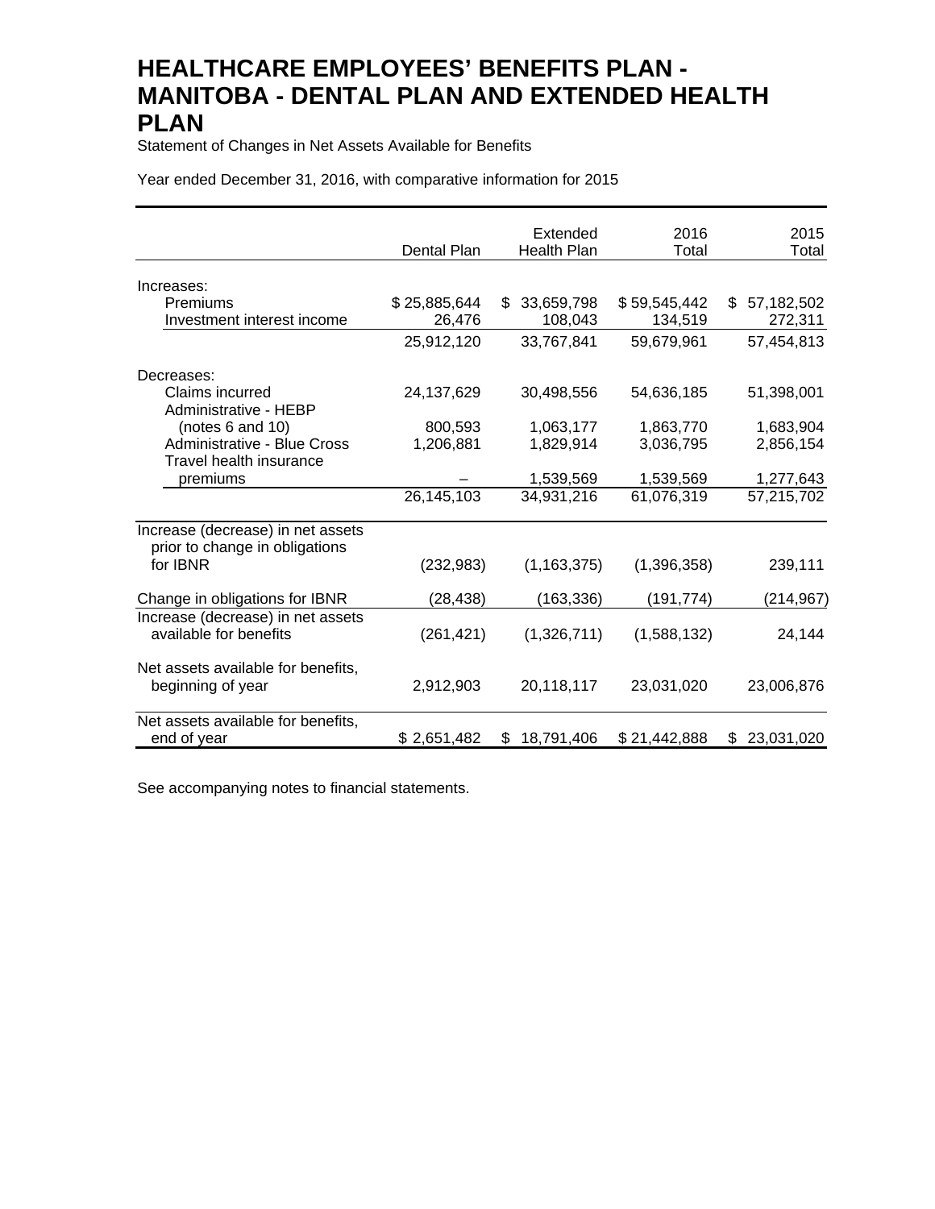# HEALTHCARE EMPLOYEES' BENEFITS PLAN - MANITOBA - DENTAL PLAN AND EXTENDED HEALTH PLAN

Statement of Changes in Net Assets Available for Benefits

Year ended December 31, 2016, with comparative information for 2015

| | Dental Plan | Extended Health Plan | 2016 Total | 2015 Total |
|---|---|---|---|---|
| Increases: | | | | |
| Premiums | $ 25,885,644 | $ 33,659,798 | $ 59,545,442 | $ 57,182,502 |
| Investment interest income | 26,476 | 108,043 | 134,519 | 272,311 |
| | 25,912,120 | 33,767,841 | 59,679,961 | 57,454,813 |
| Decreases: | | | | |
| Claims incurred | 24,137,629 | 30,498,556 | 54,636,185 | 51,398,001 |
| Administrative - HEBP (notes 6 and 10) | 800,593 | 1,063,177 | 1,863,770 | 1,683,904 |
| Administrative - Blue Cross | 1,206,881 | 1,829,914 | 3,036,795 | 2,856,154 |
| Travel health insurance premiums | – | 1,539,569 | 1,539,569 | 1,277,643 |
| | 26,145,103 | 34,931,216 | 61,076,319 | 57,215,702 |
| Increase (decrease) in net assets prior to change in obligations for IBNR | (232,983) | (1,163,375) | (1,396,358) | 239,111 |
| Change in obligations for IBNR | (28,438) | (163,336) | (191,774) | (214,967) |
| Increase (decrease) in net assets available for benefits | (261,421) | (1,326,711) | (1,588,132) | 24,144 |
| Net assets available for benefits, beginning of year | 2,912,903 | 20,118,117 | 23,031,020 | 23,006,876 |
| Net assets available for benefits, end of year | $ 2,651,482 | $ 18,791,406 | $ 21,442,888 | $ 23,031,020 |

See accompanying notes to financial statements.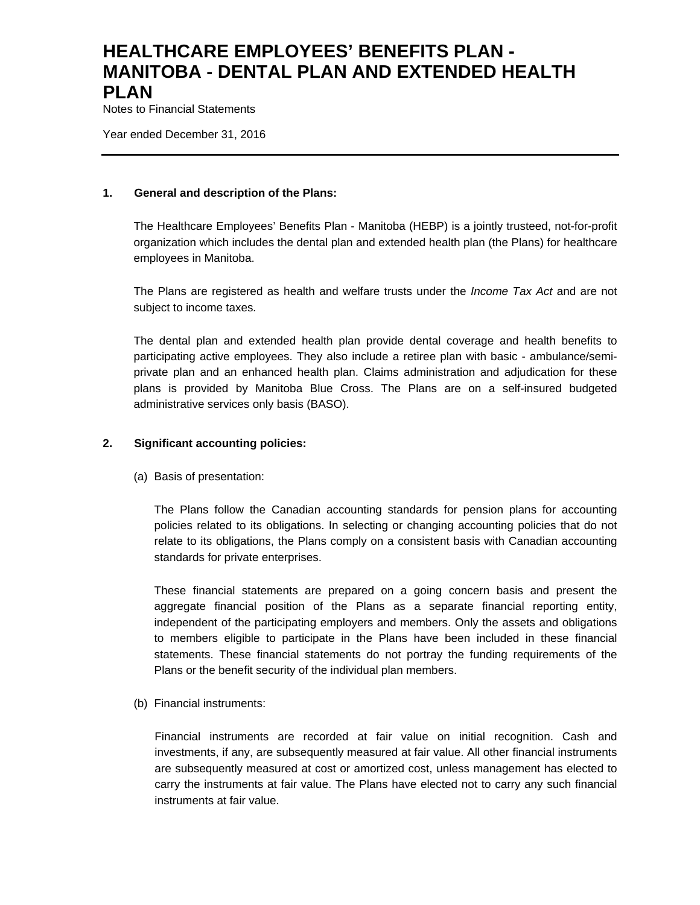# HEALTHCARE EMPLOYEES' BENEFITS PLAN - MANITOBA - DENTAL PLAN AND EXTENDED HEALTH PLAN

Notes to Financial Statements

Year ended December 31, 2016

---

**1. General and description of the Plans:**

The Healthcare Employees' Benefits Plan - Manitoba (HEBP) is a jointly trusteed, not-for-profit organization which includes the dental plan and extended health plan (the Plans) for healthcare employees in Manitoba.

The Plans are registered as health and welfare trusts under the *Income Tax Act* and are not subject to income taxes.

The dental plan and extended health plan provide dental coverage and health benefits to participating active employees. They also include a retiree plan with basic - ambulance/semi-private plan and an enhanced health plan. Claims administration and adjudication for these plans is provided by Manitoba Blue Cross. The Plans are on a self-insured budgeted administrative services only basis (BASO).

**2. Significant accounting policies:**

(a) Basis of presentation:

The Plans follow the Canadian accounting standards for pension plans for accounting policies related to its obligations. In selecting or changing accounting policies that do not relate to its obligations, the Plans comply on a consistent basis with Canadian accounting standards for private enterprises.

These financial statements are prepared on a going concern basis and present the aggregate financial position of the Plans as a separate financial reporting entity, independent of the participating employers and members. Only the assets and obligations to members eligible to participate in the Plans have been included in these financial statements. These financial statements do not portray the funding requirements of the Plans or the benefit security of the individual plan members.

(b) Financial instruments:

Financial instruments are recorded at fair value on initial recognition. Cash and investments, if any, are subsequently measured at fair value. All other financial instruments are subsequently measured at cost or amortized cost, unless management has elected to carry the instruments at fair value. The Plans have elected not to carry any such financial instruments at fair value.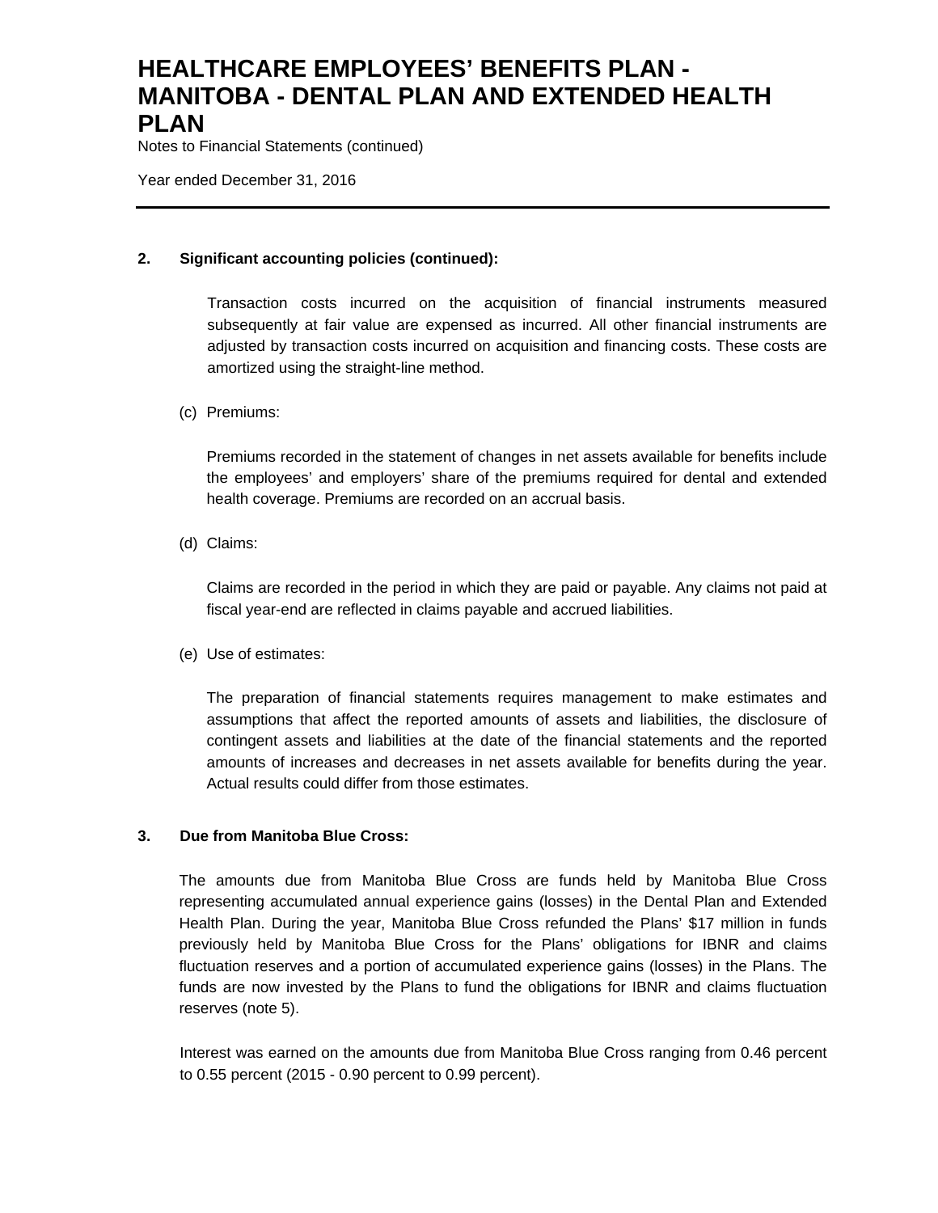## 2. Significant accounting policies (continued):

Transaction costs incurred on the acquisition of financial instruments measured subsequently at fair value are expensed as incurred. All other financial instruments are adjusted by transaction costs incurred on acquisition and financing costs. These costs are amortized using the straight-line method.

(c) Premiums:

Premiums recorded in the statement of changes in net assets available for benefits include the employees' and employers' share of the premiums required for dental and extended health coverage. Premiums are recorded on an accrual basis.

(d) Claims:

Claims are recorded in the period in which they are paid or payable. Any claims not paid at fiscal year-end are reflected in claims payable and accrued liabilities.

(e) Use of estimates:

The preparation of financial statements requires management to make estimates and assumptions that affect the reported amounts of assets and liabilities, the disclosure of contingent assets and liabilities at the date of the financial statements and the reported amounts of increases and decreases in net assets available for benefits during the year. Actual results could differ from those estimates.

## 3. Due from Manitoba Blue Cross:

The amounts due from Manitoba Blue Cross are funds held by Manitoba Blue Cross representing accumulated annual experience gains (losses) in the Dental Plan and Extended Health Plan. During the year, Manitoba Blue Cross refunded the Plans' $17 million in funds previously held by Manitoba Blue Cross for the Plans' obligations for IBNR and claims fluctuation reserves and a portion of accumulated experience gains (losses) in the Plans. The funds are now invested by the Plans to fund the obligations for IBNR and claims fluctuation reserves (note 5).

Interest was earned on the amounts due from Manitoba Blue Cross ranging from 0.46 percent to 0.55 percent (2015 - 0.90 percent to 0.99 percent).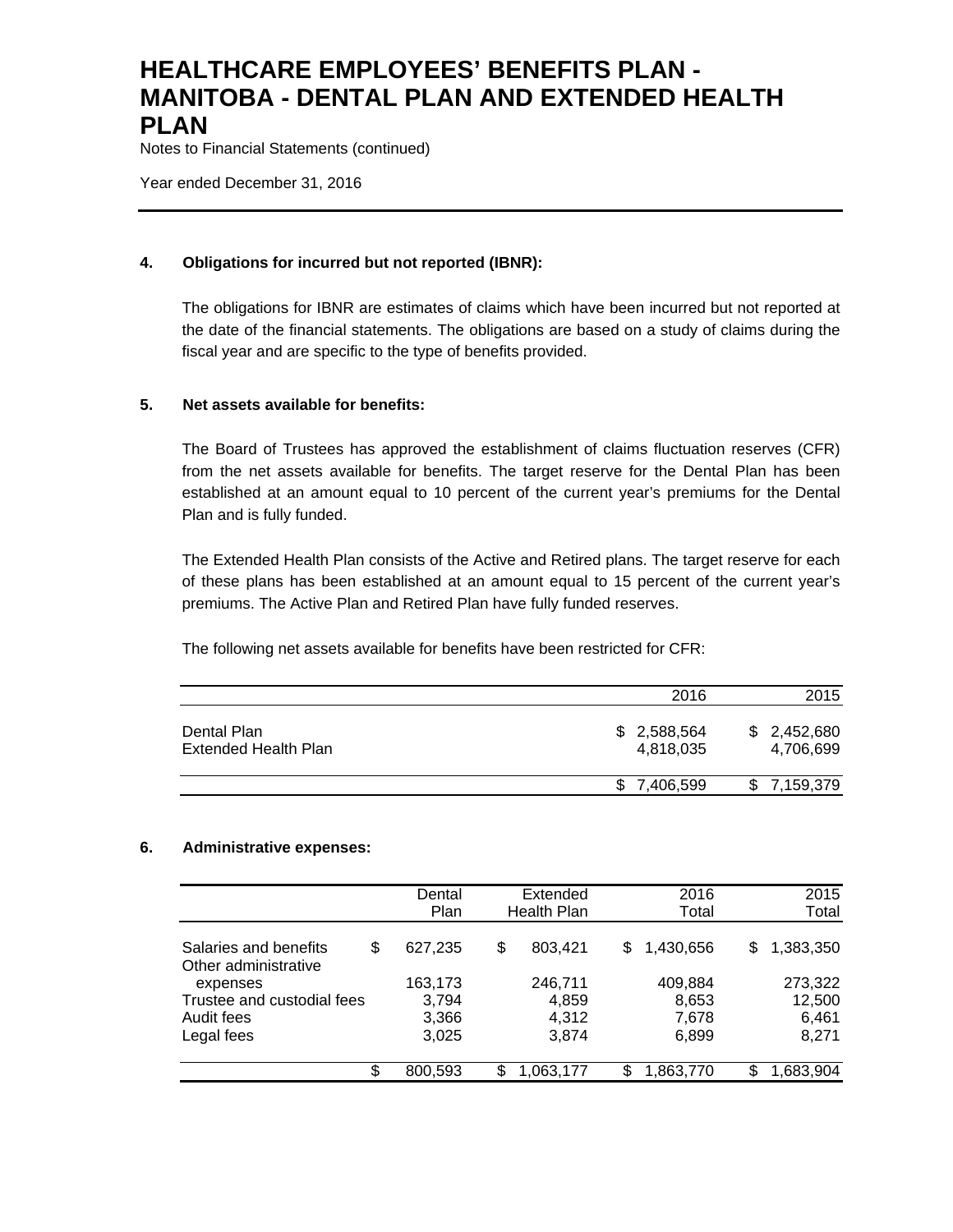# HEALTHCARE EMPLOYEES' BENEFITS PLAN - MANITOBA - DENTAL PLAN AND EXTENDED HEALTH PLAN

Notes to Financial Statements (continued)

Year ended December 31, 2016

---

### 4. Obligations for incurred but not reported (IBNR):

The obligations for IBNR are estimates of claims which have been incurred but not reported at the date of the financial statements. The obligations are based on a study of claims during the fiscal year and are specific to the type of benefits provided.

### 5. Net assets available for benefits:

The Board of Trustees has approved the establishment of claims fluctuation reserves (CFR) from the net assets available for benefits. The target reserve for the Dental Plan has been established at an amount equal to 10 percent of the current year's premiums for the Dental Plan and is fully funded.

The Extended Health Plan consists of the Active and Retired plans. The target reserve for each of these plans has been established at an amount equal to 15 percent of the current year's premiums. The Active Plan and Retired Plan have fully funded reserves.

The following net assets available for benefits have been restricted for CFR:

| | 2016 | 2015 |
|---|---|---|
| Dental Plan | $ 2,588,564 | $ 2,452,680 |
| Extended Health Plan | 4,818,035 | 4,706,699 |
| | $ 7,406,599 | $ 7,159,379 |

### 6. Administrative expenses:

| | Dental Plan | Extended Health Plan | 2016 Total | 2015 Total |
|---|---|---|---|---|
| Salaries and benefits | $ 627,235 | $ 803,421 | $ 1,430,656 | $ 1,383,350 |
| Other administrative expenses | 163,173 | 246,711 | 409,884 | 273,322 |
| Trustee and custodial fees | 3,794 | 4,859 | 8,653 | 12,500 |
| Audit fees | 3,366 | 4,312 | 7,678 | 6,461 |
| Legal fees | 3,025 | 3,874 | 6,899 | 8,271 |
| | $ 800,593 | $ 1,063,177 | $ 1,863,770 | $ 1,683,904 |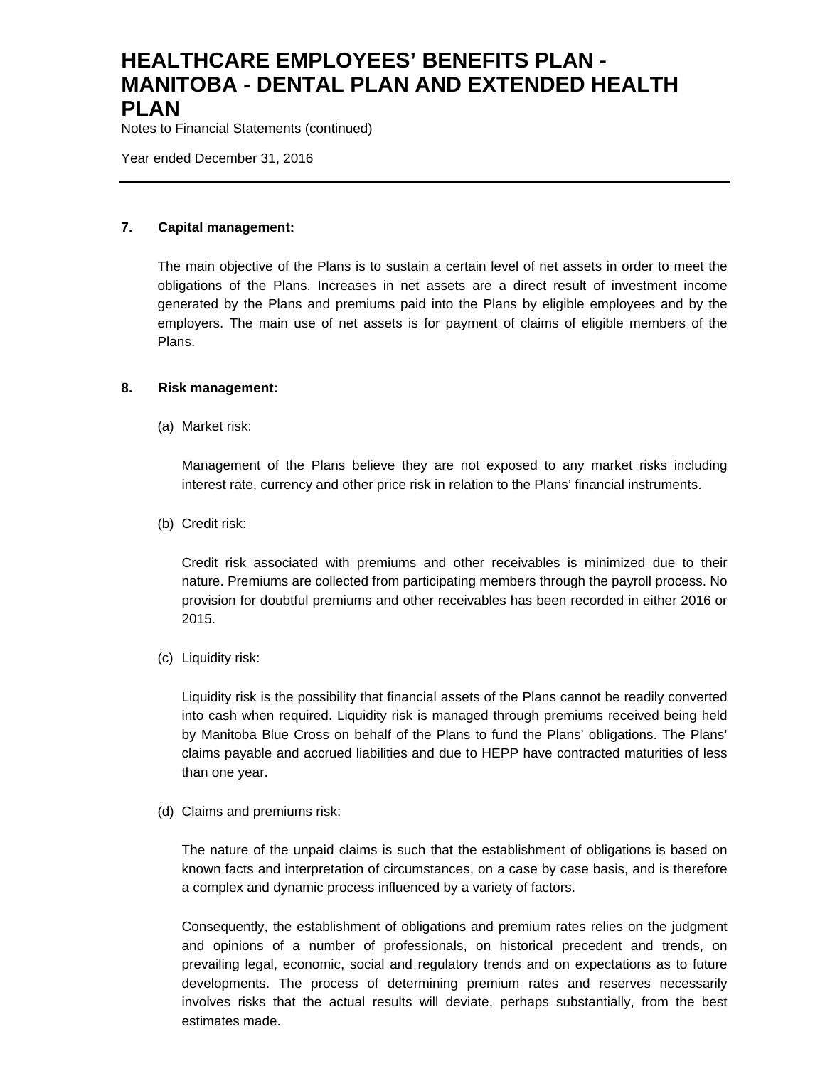### 7. Capital management:

The main objective of the Plans is to sustain a certain level of net assets in order to meet the obligations of the Plans. Increases in net assets are a direct result of investment income generated by the Plans and premiums paid into the Plans by eligible employees and by the employers. The main use of net assets is for payment of claims of eligible members of the Plans.

### 8. Risk management:

(a) Market risk:

Management of the Plans believe they are not exposed to any market risks including interest rate, currency and other price risk in relation to the Plans' financial instruments.

(b) Credit risk:

Credit risk associated with premiums and other receivables is minimized due to their nature. Premiums are collected from participating members through the payroll process. No provision for doubtful premiums and other receivables has been recorded in either 2016 or 2015.

(c) Liquidity risk:

Liquidity risk is the possibility that financial assets of the Plans cannot be readily converted into cash when required. Liquidity risk is managed through premiums received being held by Manitoba Blue Cross on behalf of the Plans to fund the Plans' obligations. The Plans' claims payable and accrued liabilities and due to HEPP have contracted maturities of less than one year.

(d) Claims and premiums risk:

The nature of the unpaid claims is such that the establishment of obligations is based on known facts and interpretation of circumstances, on a case by case basis, and is therefore a complex and dynamic process influenced by a variety of factors.

Consequently, the establishment of obligations and premium rates relies on the judgment and opinions of a number of professionals, on historical precedent and trends, on prevailing legal, economic, social and regulatory trends and on expectations as to future developments. The process of determining premium rates and reserves necessarily involves risks that the actual results will deviate, perhaps substantially, from the best estimates made.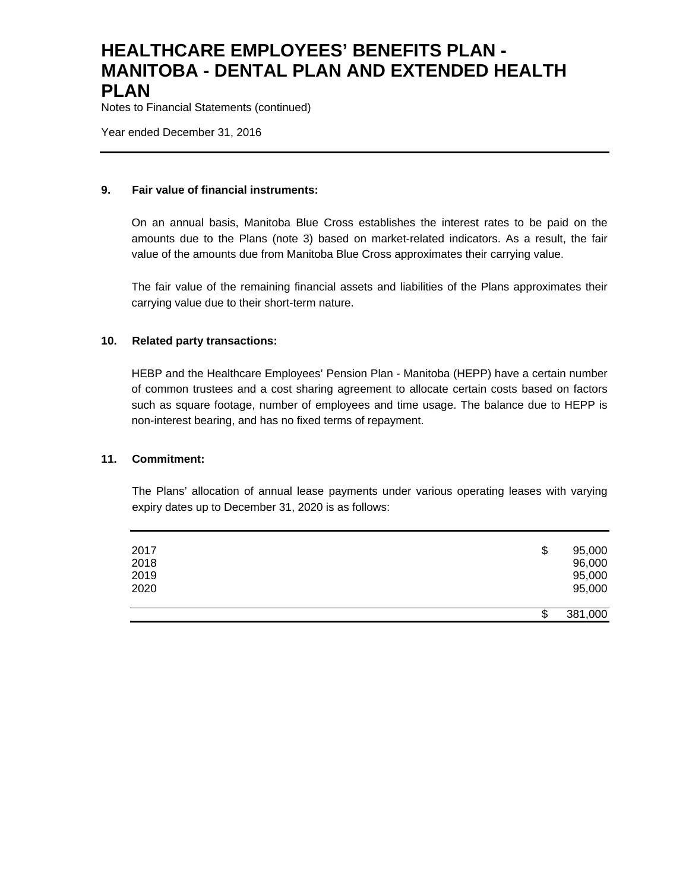# HEALTHCARE EMPLOYEES' BENEFITS PLAN - MANITOBA - DENTAL PLAN AND EXTENDED HEALTH PLAN

Notes to Financial Statements (continued)

Year ended December 31, 2016

---

**9. Fair value of financial instruments:**

On an annual basis, Manitoba Blue Cross establishes the interest rates to be paid on the amounts due to the Plans (note 3) based on market-related indicators. As a result, the fair value of the amounts due from Manitoba Blue Cross approximates their carrying value.

The fair value of the remaining financial assets and liabilities of the Plans approximates their carrying value due to their short-term nature.

**10. Related party transactions:**

HEBP and the Healthcare Employees' Pension Plan - Manitoba (HEPP) have a certain number of common trustees and a cost sharing agreement to allocate certain costs based on factors such as square footage, number of employees and time usage. The balance due to HEPP is non-interest bearing, and has no fixed terms of repayment.

**11. Commitment:**

The Plans' allocation of annual lease payments under various operating leases with varying expiry dates up to December 31, 2020 is as follows:

| | |
|---|---|
| 2017 | $ 95,000 |
| 2018 | 96,000 |
| 2019 | 95,000 |
| 2020 | 95,000 |
| | $ 381,000 |